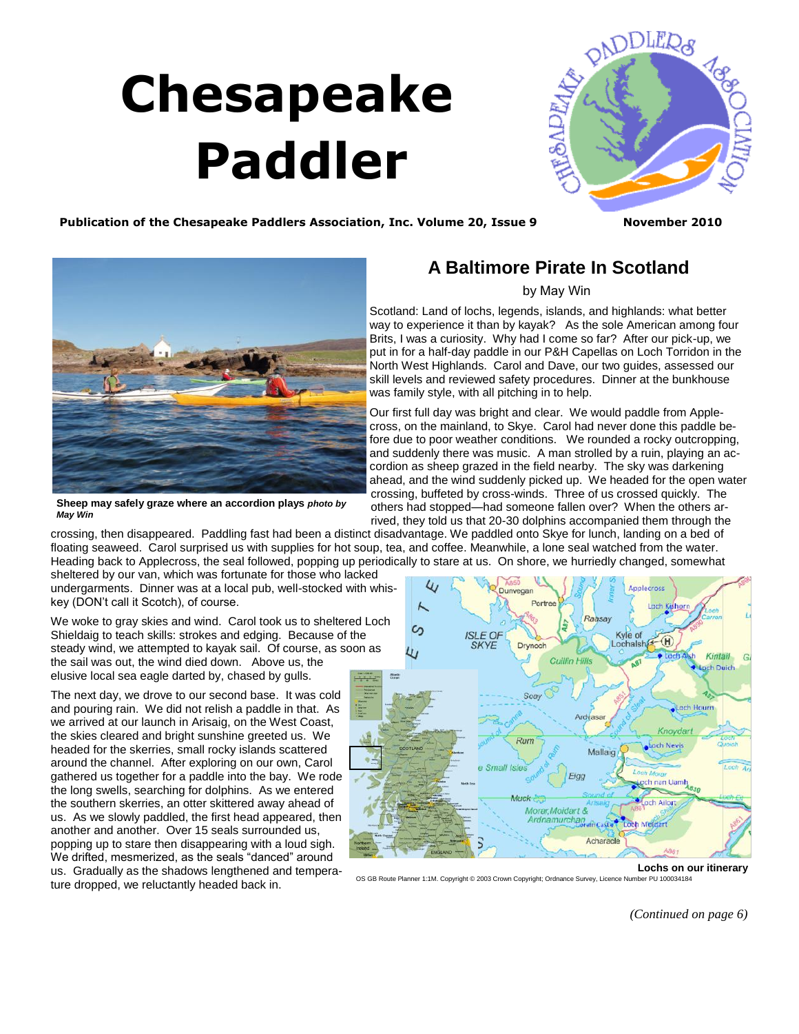# Chesapeake Paddler

**Publication of the Chesapeake Paddlers Association, Inc. Volume 20, Issue 9** **November 2010**

**Sheep may safely graze where an accordion plays** ***photo by May Win***

## A Baltimore Pirate In Scotland

by May Win

Scotland: Land of lochs, legends, islands, and highlands: what better way to experience it than by kayak? As the sole American among four Brits, I was a curiosity. Why had I come so far? After our pick-up, we put in for a half-day paddle in our P&H Capellas on Loch Torridon in the North West Highlands. Carol and Dave, our two guides, assessed our skill levels and reviewed safety procedures. Dinner at the bunkhouse was family style, with all pitching in to help.

Our first full day was bright and clear. We would paddle from Applecross, on the mainland, to Skye. Carol had never done this paddle before due to poor weather conditions. We rounded a rocky outcropping, and suddenly there was music. A man strolled by a ruin, playing an accordion as sheep grazed in the field nearby. The sky was darkening ahead, and the wind suddenly picked up. We headed for the open water crossing, buffeted by cross-winds. Three of us crossed quickly. The others had stopped—had someone fallen over? When the others arrived, they told us that 20-30 dolphins accompanied them through the crossing, then disappeared. Paddling fast had been a distinct disadvantage. We paddled onto Skye for lunch, landing on a bed of floating seaweed. Carol surprised us with supplies for hot soup, tea, and coffee. Meanwhile, a lone seal watched from the water. Heading back to Applecross, the seal followed, popping up periodically to stare at us. On shore, we hurriedly changed, somewhat sheltered by our van, which was fortunate for those who lacked undergarments. Dinner was at a local pub, well-stocked with whiskey (DON'T call it Scotch), of course.

We woke to gray skies and wind. Carol took us to sheltered Loch Shieldaig to teach skills: strokes and edging. Because of the steady wind, we attempted to kayak sail. Of course, as soon as the sail was out, the wind died down. Above us, the elusive local sea eagle darted by, chased by gulls.

The next day, we drove to our second base. It was cold and pouring rain. We did not relish a paddle in that. As we arrived at our launch in Arisaig, on the West Coast, the skies cleared and bright sunshine greeted us. We headed for the skerries, small rocky islands scattered around the channel. After exploring on our own, Carol gathered us together for a paddle into the bay. We rode the long swells, searching for dolphins. As we entered the southern skerries, an otter skittered away ahead of us. As we slowly paddled, the first head appeared, then another and another. Over 15 seals surrounded us, popping up to stare then disappearing with a loud sigh. We drifted, mesmerized, as the seals "danced" around us. Gradually as the shadows lengthened and temperature dropped, we reluctantly headed back in.

**Lochs on our itinerary**

OS GB Route Planner 1:1M. Copyright © 2003 Crown Copyright; Ordnance Survey, Licence Number PU 100034184

*(Continued on page 6)*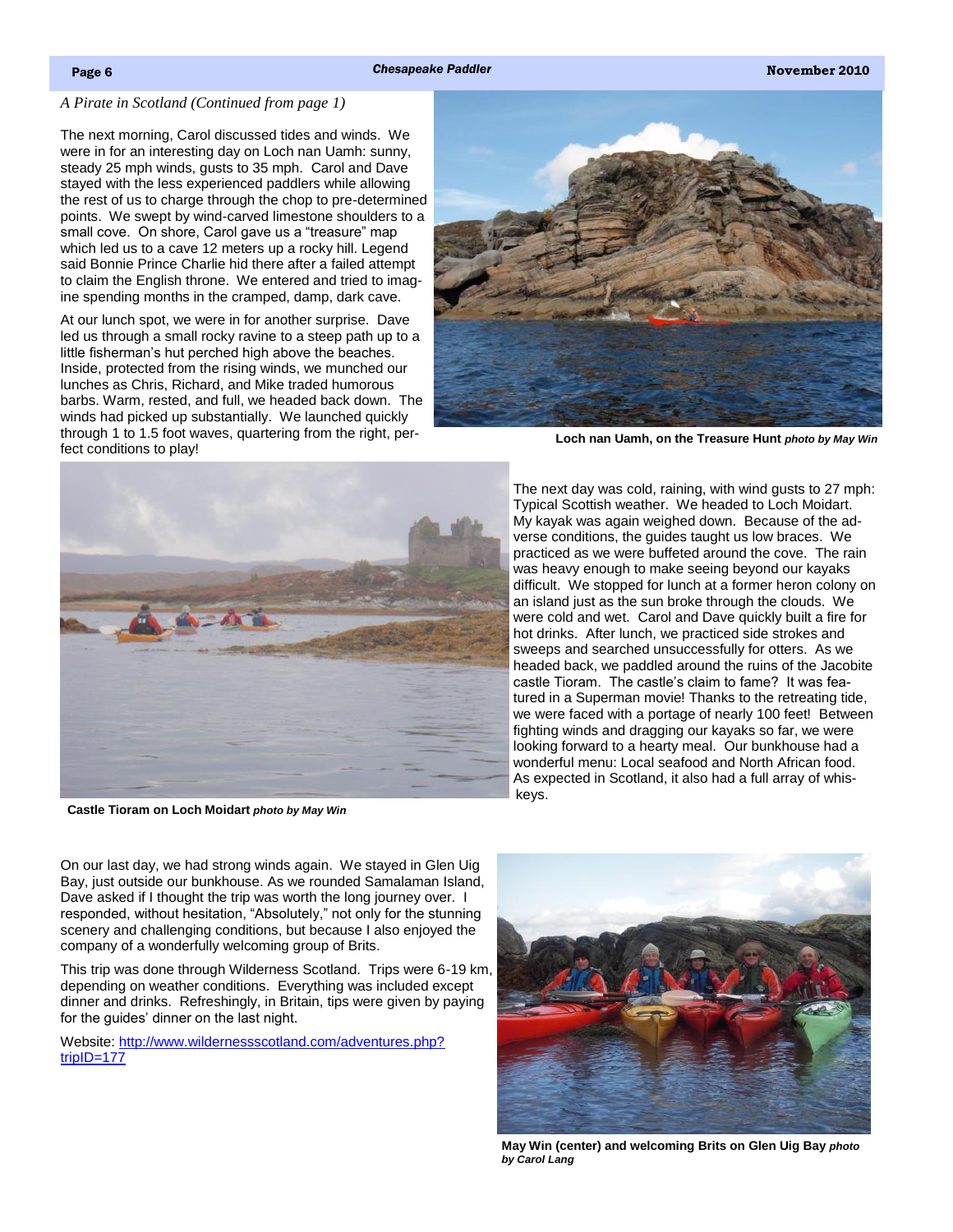*A Pirate in Scotland (Continued from page 1)*

The next morning, Carol discussed tides and winds. We were in for an interesting day on Loch nan Uamh: sunny, steady 25 mph winds, gusts to 35 mph. Carol and Dave stayed with the less experienced paddlers while allowing the rest of us to charge through the chop to pre-determined points. We swept by wind-carved limestone shoulders to a small cove. On shore, Carol gave us a "treasure" map which led us to a cave 12 meters up a rocky hill. Legend said Bonnie Prince Charlie hid there after a failed attempt to claim the English throne. We entered and tried to imagine spending months in the cramped, damp, dark cave.

At our lunch spot, we were in for another surprise. Dave led us through a small rocky ravine to a steep path up to a little fisherman's hut perched high above the beaches. Inside, protected from the rising winds, we munched our lunches as Chris, Richard, and Mike traded humorous barbs. Warm, rested, and full, we headed back down. The winds had picked up substantially. We launched quickly through 1 to 1.5 foot waves, quartering from the right, perfect conditions to play!

**Loch nan Uamh, on the Treasure Hunt** ***photo by May Win***

The next day was cold, raining, with wind gusts to 27 mph: Typical Scottish weather. We headed to Loch Moidart. My kayak was again weighed down. Because of the adverse conditions, the guides taught us low braces. We practiced as we were buffeted around the cove. The rain was heavy enough to make seeing beyond our kayaks difficult. We stopped for lunch at a former heron colony on an island just as the sun broke through the clouds. We were cold and wet. Carol and Dave quickly built a fire for hot drinks. After lunch, we practiced side strokes and sweeps and searched unsuccessfully for otters. As we headed back, we paddled around the ruins of the Jacobite castle Tioram. The castle's claim to fame? It was featured in a Superman movie! Thanks to the retreating tide, we were faced with a portage of nearly 100 feet! Between fighting winds and dragging our kayaks so far, we were looking forward to a hearty meal. Our bunkhouse had a wonderful menu: Local seafood and North African food. As expected in Scotland, it also had a full array of whiskeys.

**Castle Tioram on Loch Moidart** ***photo by May Win***

On our last day, we had strong winds again. We stayed in Glen Uig Bay, just outside our bunkhouse. As we rounded Samalaman Island, Dave asked if I thought the trip was worth the long journey over. I responded, without hesitation, "Absolutely," not only for the stunning scenery and challenging conditions, but because I also enjoyed the company of a wonderfully welcoming group of Brits.

This trip was done through Wilderness Scotland. Trips were 6-19 km, depending on weather conditions. Everything was included except dinner and drinks. Refreshingly, in Britain, tips were given by paying for the guides' dinner on the last night.

Website: http://www.wildernessscotland.com/adventures.php?tripID=177

**May Win (center) and welcoming Brits on Glen Uig Bay** ***photo by Carol Lang***